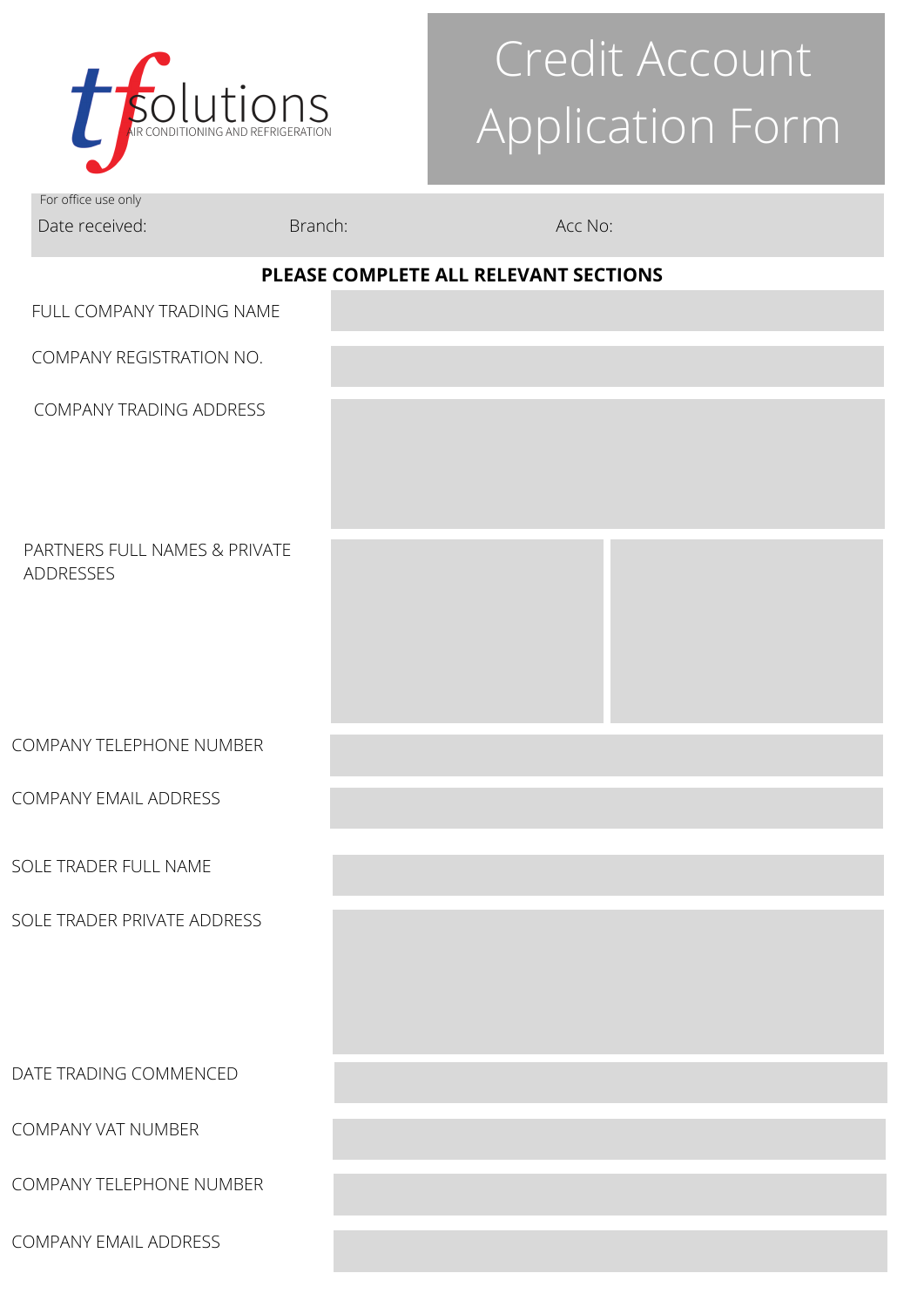tf solutions
AIR CONDITIONING AND REFRIGERATION

# Credit Account Application Form

For office use only

| Date received: | Branch: | Acc No: |
|---|---|---|
| | | |

**PLEASE COMPLETE ALL RELEVANT SECTIONS**

| | |
|---|---|
| FULL COMPANY TRADING NAME | |
| COMPANY REGISTRATION NO. | |
| COMPANY TRADING ADDRESS | |
| PARTNERS FULL NAMES & PRIVATE ADDRESSES | |
| COMPANY TELEPHONE NUMBER | |
| COMPANY EMAIL ADDRESS | |
| SOLE TRADER FULL NAME | |
| SOLE TRADER PRIVATE ADDRESS | |
| DATE TRADING COMMENCED | |
| COMPANY VAT NUMBER | |
| COMPANY TELEPHONE NUMBER | |
| COMPANY EMAIL ADDRESS | |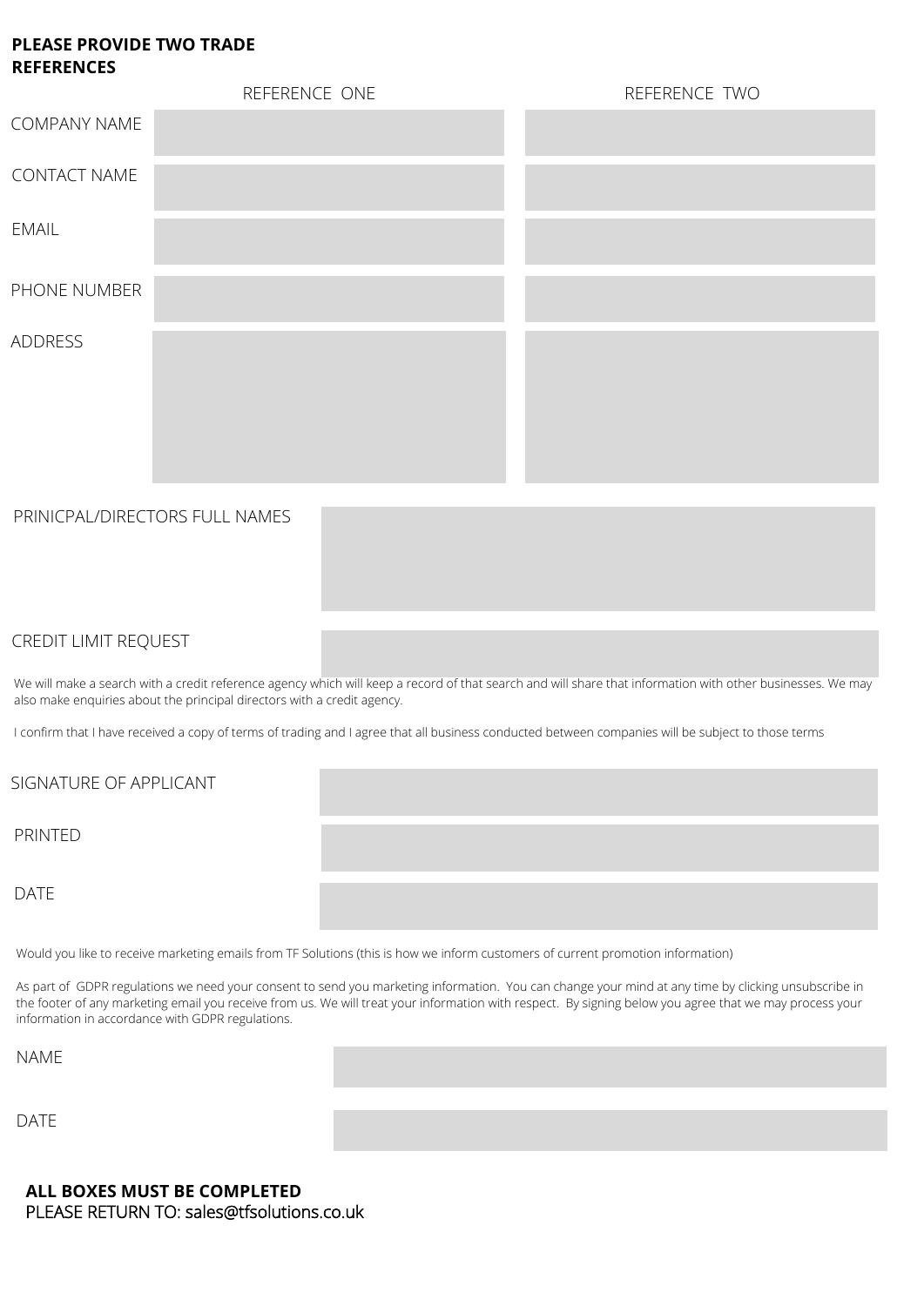**PLEASE PROVIDE TWO TRADE REFERENCES**

| | REFERENCE ONE | REFERENCE TWO |
|---|---|---|
| COMPANY NAME | | |
| CONTACT NAME | | |
| EMAIL | | |
| PHONE NUMBER | | |
| ADDRESS | | |

| | |
|---|---|
| PRINICPAL/DIRECTORS FULL NAMES | |
| CREDIT LIMIT REQUEST | |

We will make a search with a credit reference agency which will keep a record of that search and will share that information with other businesses. We may also make enquiries about the principal directors with a credit agency.

I confirm that I have received a copy of terms of trading and I agree that all business conducted between companies will be subject to those terms

| | |
|---|---|
| SIGNATURE OF APPLICANT | |
| PRINTED | |
| DATE | |

Would you like to receive marketing emails from TF Solutions (this is how we inform customers of current promotion information)

As part of GDPR regulations we need your consent to send you marketing information. You can change your mind at any time by clicking unsubscribe in the footer of any marketing email you receive from us. We will treat your information with respect. By signing below you agree that we may process your information in accordance with GDPR regulations.

| | |
|---|---|
| NAME | |
| DATE | |

**ALL BOXES MUST BE COMPLETED**
PLEASE RETURN TO: sales@tfsolutions.co.uk